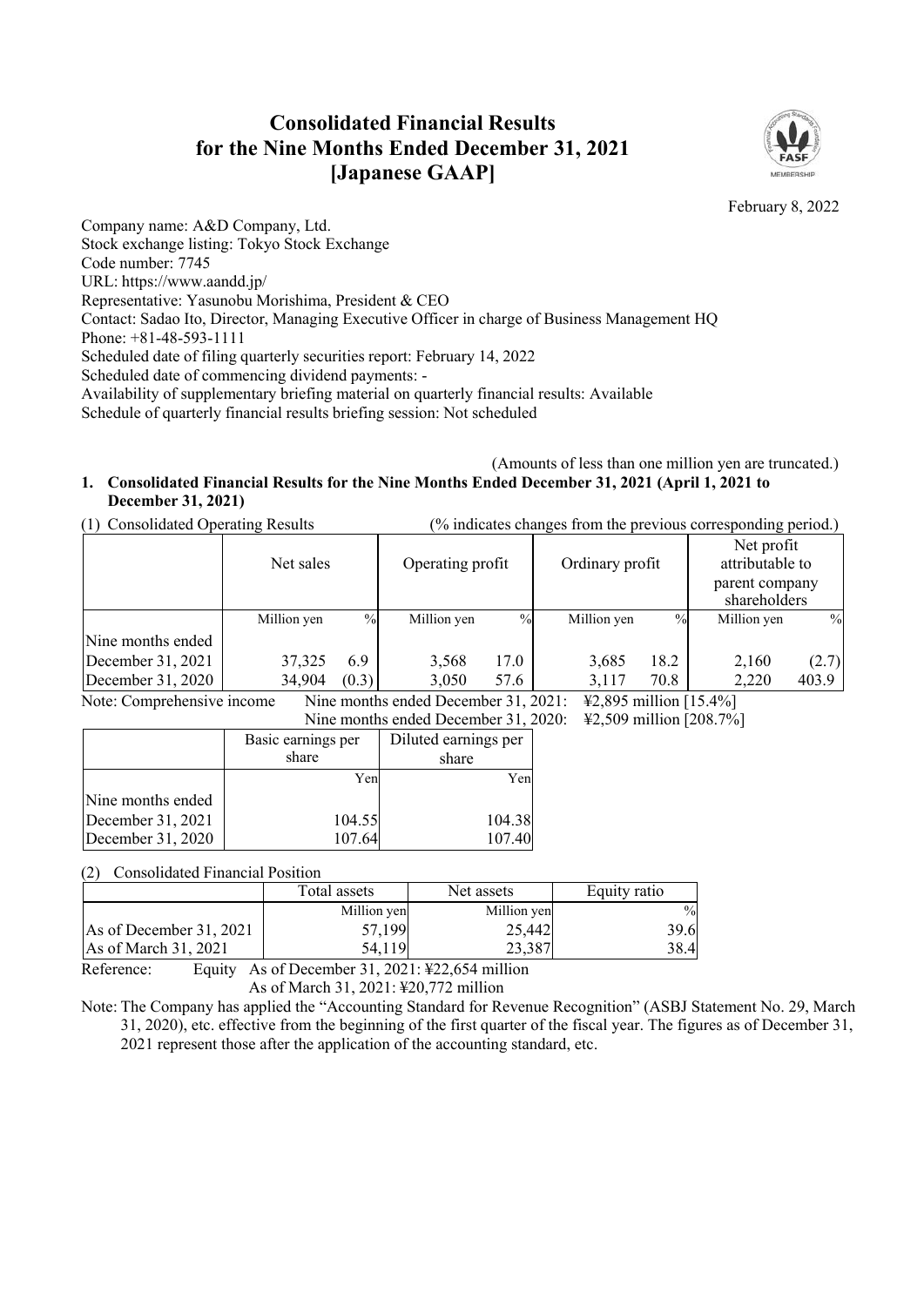# Consolidated Financial Results for the Nine Months Ended December 31, 2021 [Japanese GAAP]

February 8, 2022

Company name: A&D Company, Ltd.
Stock exchange listing: Tokyo Stock Exchange
Code number: 7745
URL: https://www.aandd.jp/
Representative: Yasunobu Morishima, President & CEO
Contact: Sadao Ito, Director, Managing Executive Officer in charge of Business Management HQ
Phone: +81-48-593-1111
Scheduled date of filing quarterly securities report: February 14, 2022
Scheduled date of commencing dividend payments: -
Availability of supplementary briefing material on quarterly financial results: Available
Schedule of quarterly financial results briefing session: Not scheduled

(Amounts of less than one million yen are truncated.)

## 1. Consolidated Financial Results for the Nine Months Ended December 31, 2021 (April 1, 2021 to December 31, 2021)

(1) Consolidated Operating Results (% indicates changes from the previous corresponding period.)

| | Net sales | | Operating profit | | Ordinary profit | | Net profit attributable to parent company shareholders | |
|---|---|---|---|---|---|---|---|---|
| | Million yen | % | Million yen | % | Million yen | % | Million yen | % |
| Nine months ended | | | | | | | | |
| December 31, 2021 | 37,325 | 6.9 | 3,568 | 17.0 | 3,685 | 18.2 | 2,160 | (2.7) |
| December 31, 2020 | 34,904 | (0.3) | 3,050 | 57.6 | 3,117 | 70.8 | 2,220 | 403.9 |

Note: Comprehensive income Nine months ended December 31, 2021: ¥2,895 million [15.4%]
Nine months ended December 31, 2020: ¥2,509 million [208.7%]

| | Basic earnings per share | Diluted earnings per share |
|---|---|---|
| | Yen | Yen |
| Nine months ended | | |
| December 31, 2021 | 104.55 | 104.38 |
| December 31, 2020 | 107.64 | 107.40 |

(2) Consolidated Financial Position

| | Total assets | Net assets | Equity ratio |
|---|---|---|---|
| | Million yen | Million yen | % |
| As of December 31, 2021 | 57,199 | 25,442 | 39.6 |
| As of March 31, 2021 | 54,119 | 23,387 | 38.4 |

Reference: Equity As of December 31, 2021: ¥22,654 million
As of March 31, 2021: ¥20,772 million

Note: The Company has applied the "Accounting Standard for Revenue Recognition" (ASBJ Statement No. 29, March 31, 2020), etc. effective from the beginning of the first quarter of the fiscal year. The figures as of December 31, 2021 represent those after the application of the accounting standard, etc.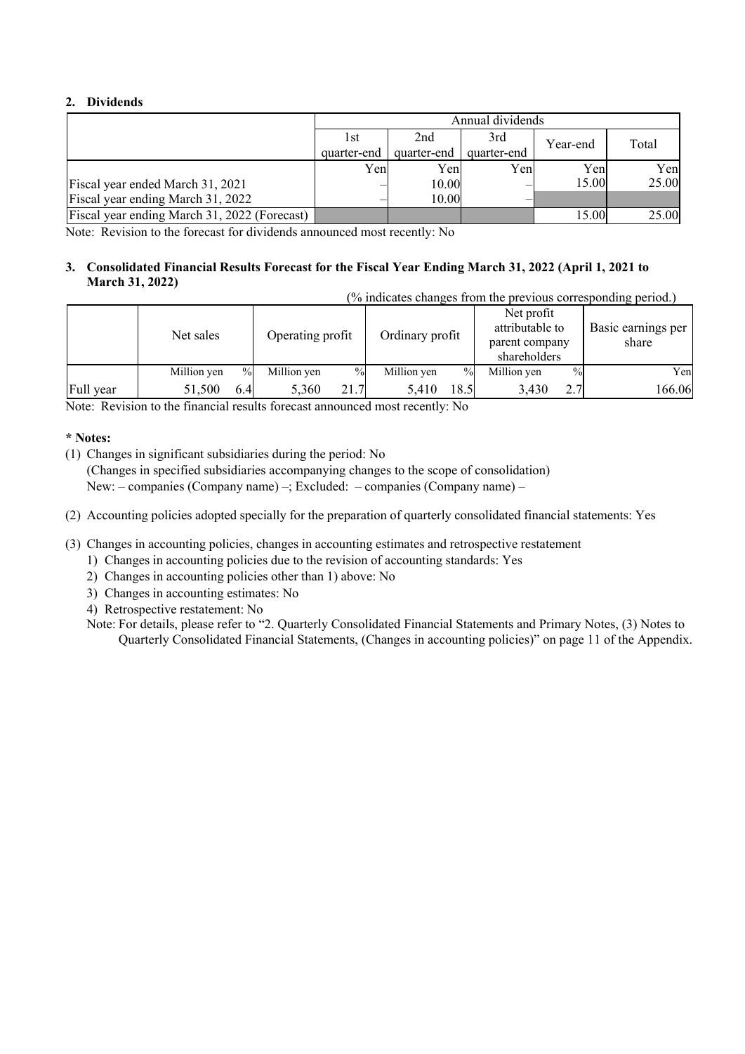## 2. Dividends

| | Annual dividends | | | | |
|---|---|---|---|---|---|
| | 1st quarter-end | 2nd quarter-end | 3rd quarter-end | Year-end | Total |
| | Yen | Yen | Yen | Yen | Yen |
| Fiscal year ended March 31, 2021 | – | 10.00 | – | 15.00 | 25.00 |
| Fiscal year ending March 31, 2022 | – | 10.00 | – | | |
| Fiscal year ending March 31, 2022 (Forecast) | | | | 15.00 | 25.00 |

Note: Revision to the forecast for dividends announced most recently: No

## 3. Consolidated Financial Results Forecast for the Fiscal Year Ending March 31, 2022 (April 1, 2021 to March 31, 2022)

(% indicates changes from the previous corresponding period.)

| | Net sales | | Operating profit | | Ordinary profit | | Net profit attributable to parent company shareholders | | Basic earnings per share |
|---|---|---|---|---|---|---|---|---|---|
| | Million yen | % | Million yen | % | Million yen | % | Million yen | % | Yen |
| Full year | 51,500 | 6.4 | 5,360 | 21.7 | 5,410 | 18.5 | 3,430 | 2.7 | 166.06 |

Note: Revision to the financial results forecast announced most recently: No

**\* Notes:**

(1) Changes in significant subsidiaries during the period: No
(Changes in specified subsidiaries accompanying changes to the scope of consolidation)
New: – companies (Company name) –; Excluded: – companies (Company name) –

(2) Accounting policies adopted specially for the preparation of quarterly consolidated financial statements: Yes

(3) Changes in accounting policies, changes in accounting estimates and retrospective restatement
1) Changes in accounting policies due to the revision of accounting standards: Yes
2) Changes in accounting policies other than 1) above: No
3) Changes in accounting estimates: No
4) Retrospective restatement: No

Note: For details, please refer to "2. Quarterly Consolidated Financial Statements and Primary Notes, (3) Notes to Quarterly Consolidated Financial Statements, (Changes in accounting policies)" on page 11 of the Appendix.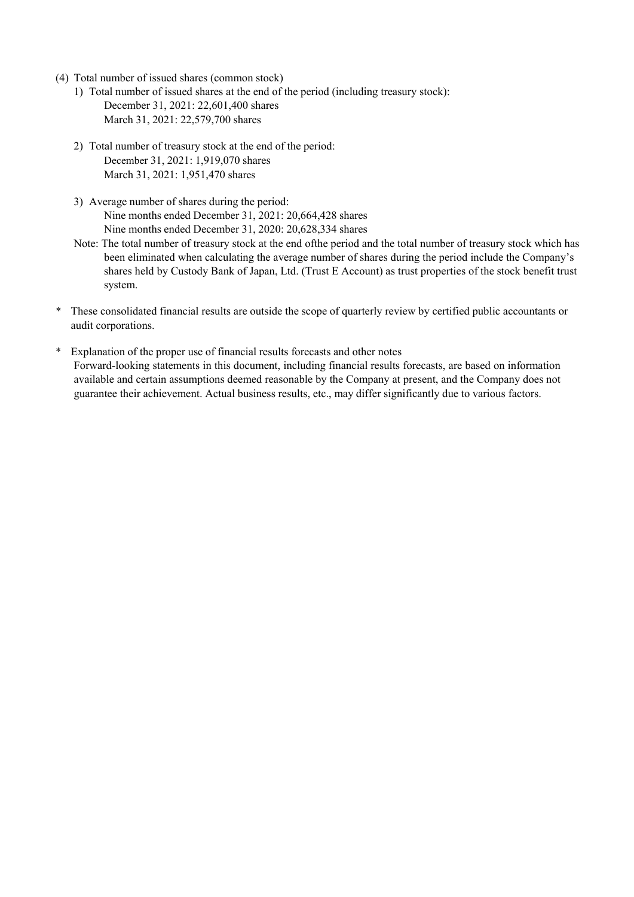(4) Total number of issued shares (common stock)

1) Total number of issued shares at the end of the period (including treasury stock):
   - December 31, 2021: 22,601,400 shares
   - March 31, 2021: 22,579,700 shares

2) Total number of treasury stock at the end of the period:
   - December 31, 2021: 1,919,070 shares
   - March 31, 2021: 1,951,470 shares

3) Average number of shares during the period:
   - Nine months ended December 31, 2021: 20,664,428 shares
   - Nine months ended December 31, 2020: 20,628,334 shares

Note: The total number of treasury stock at the end ofthe period and the total number of treasury stock which has been eliminated when calculating the average number of shares during the period include the Company's shares held by Custody Bank of Japan, Ltd. (Trust E Account) as trust properties of the stock benefit trust system.

\* These consolidated financial results are outside the scope of quarterly review by certified public accountants or audit corporations.

\* Explanation of the proper use of financial results forecasts and other notes
Forward-looking statements in this document, including financial results forecasts, are based on information available and certain assumptions deemed reasonable by the Company at present, and the Company does not guarantee their achievement. Actual business results, etc., may differ significantly due to various factors.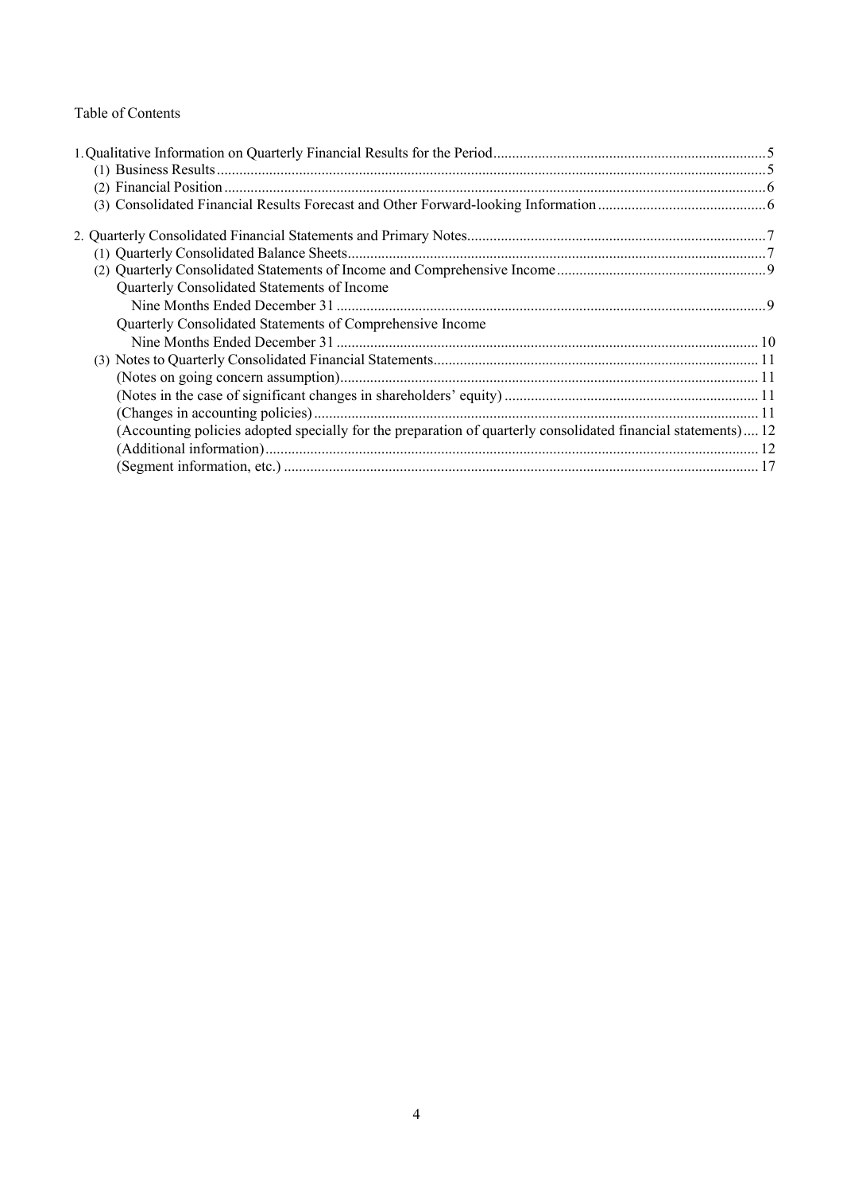Table of Contents

1. Qualitative Information on Quarterly Financial Results for the Period .......... 5
   - (1) Business Results .......... 5
   - (2) Financial Position .......... 6
   - (3) Consolidated Financial Results Forecast and Other Forward-looking Information .......... 6

2. Quarterly Consolidated Financial Statements and Primary Notes .......... 7
   - (1) Quarterly Consolidated Balance Sheets .......... 7
   - (2) Quarterly Consolidated Statements of Income and Comprehensive Income .......... 9
     - Quarterly Consolidated Statements of Income
       - Nine Months Ended December 31 .......... 9
     - Quarterly Consolidated Statements of Comprehensive Income
       - Nine Months Ended December 31 .......... 10
   - (3) Notes to Quarterly Consolidated Financial Statements .......... 11
     - (Notes on going concern assumption) .......... 11
     - (Notes in the case of significant changes in shareholders' equity) .......... 11
     - (Changes in accounting policies) .......... 11
     - (Accounting policies adopted specially for the preparation of quarterly consolidated financial statements) .......... 12
     - (Additional information) .......... 12
     - (Segment information, etc.) .......... 17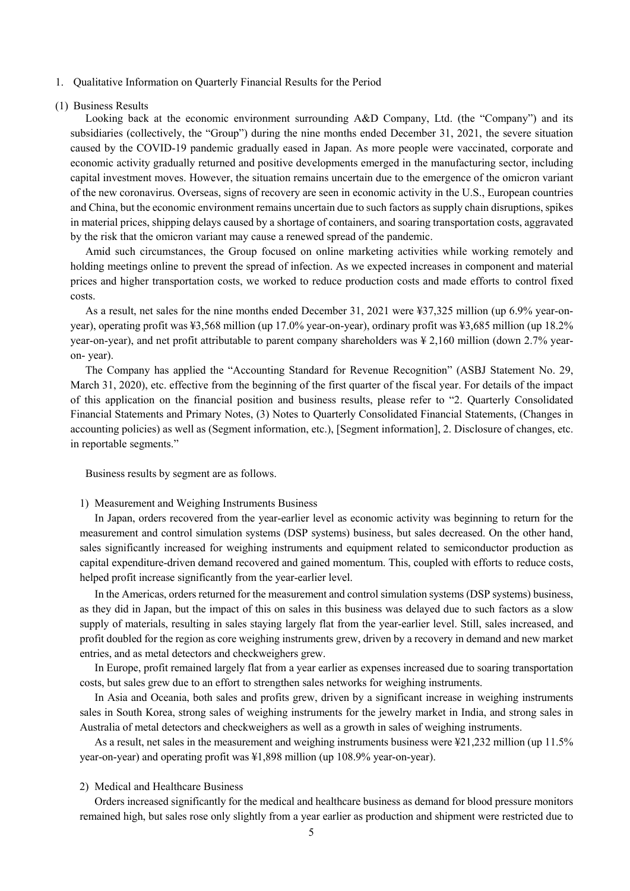## 1. Qualitative Information on Quarterly Financial Results for the Period

### (1) Business Results

Looking back at the economic environment surrounding A&D Company, Ltd. (the "Company") and its subsidiaries (collectively, the "Group") during the nine months ended December 31, 2021, the severe situation caused by the COVID-19 pandemic gradually eased in Japan. As more people were vaccinated, corporate and economic activity gradually returned and positive developments emerged in the manufacturing sector, including capital investment moves. However, the situation remains uncertain due to the emergence of the omicron variant of the new coronavirus. Overseas, signs of recovery are seen in economic activity in the U.S., European countries and China, but the economic environment remains uncertain due to such factors as supply chain disruptions, spikes in material prices, shipping delays caused by a shortage of containers, and soaring transportation costs, aggravated by the risk that the omicron variant may cause a renewed spread of the pandemic.

Amid such circumstances, the Group focused on online marketing activities while working remotely and holding meetings online to prevent the spread of infection. As we expected increases in component and material prices and higher transportation costs, we worked to reduce production costs and made efforts to control fixed costs.

As a result, net sales for the nine months ended December 31, 2021 were ¥37,325 million (up 6.9% year-on-year), operating profit was ¥3,568 million (up 17.0% year-on-year), ordinary profit was ¥3,685 million (up 18.2% year-on-year), and net profit attributable to parent company shareholders was ¥ 2,160 million (down 2.7% year-on- year).

The Company has applied the "Accounting Standard for Revenue Recognition" (ASBJ Statement No. 29, March 31, 2020), etc. effective from the beginning of the first quarter of the fiscal year. For details of the impact of this application on the financial position and business results, please refer to "2. Quarterly Consolidated Financial Statements and Primary Notes, (3) Notes to Quarterly Consolidated Financial Statements, (Changes in accounting policies) as well as (Segment information, etc.), [Segment information], 2. Disclosure of changes, etc. in reportable segments."

Business results by segment are as follows.

#### 1) Measurement and Weighing Instruments Business

In Japan, orders recovered from the year-earlier level as economic activity was beginning to return for the measurement and control simulation systems (DSP systems) business, but sales decreased. On the other hand, sales significantly increased for weighing instruments and equipment related to semiconductor production as capital expenditure-driven demand recovered and gained momentum. This, coupled with efforts to reduce costs, helped profit increase significantly from the year-earlier level.

In the Americas, orders returned for the measurement and control simulation systems (DSP systems) business, as they did in Japan, but the impact of this on sales in this business was delayed due to such factors as a slow supply of materials, resulting in sales staying largely flat from the year-earlier level. Still, sales increased, and profit doubled for the region as core weighing instruments grew, driven by a recovery in demand and new market entries, and as metal detectors and checkweighers grew.

In Europe, profit remained largely flat from a year earlier as expenses increased due to soaring transportation costs, but sales grew due to an effort to strengthen sales networks for weighing instruments.

In Asia and Oceania, both sales and profits grew, driven by a significant increase in weighing instruments sales in South Korea, strong sales of weighing instruments for the jewelry market in India, and strong sales in Australia of metal detectors and checkweighers as well as a growth in sales of weighing instruments.

As a result, net sales in the measurement and weighing instruments business were ¥21,232 million (up 11.5% year-on-year) and operating profit was ¥1,898 million (up 108.9% year-on-year).

#### 2) Medical and Healthcare Business

Orders increased significantly for the medical and healthcare business as demand for blood pressure monitors remained high, but sales rose only slightly from a year earlier as production and shipment were restricted due to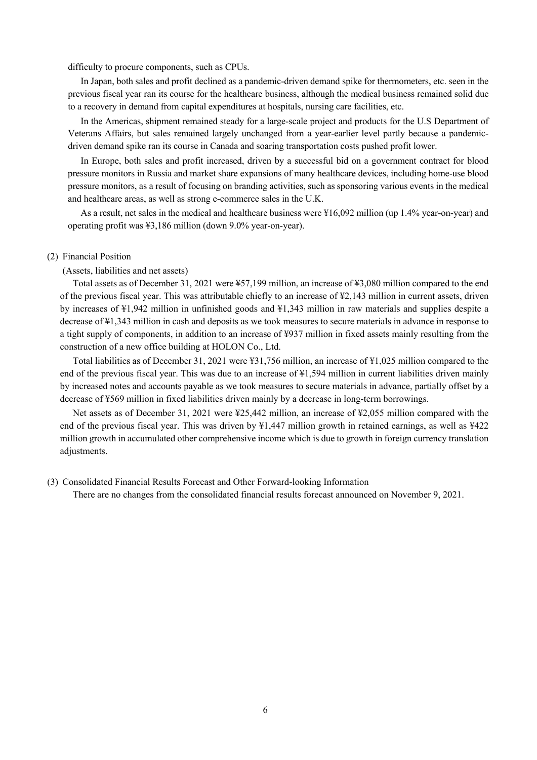difficulty to procure components, such as CPUs.

In Japan, both sales and profit declined as a pandemic-driven demand spike for thermometers, etc. seen in the previous fiscal year ran its course for the healthcare business, although the medical business remained solid due to a recovery in demand from capital expenditures at hospitals, nursing care facilities, etc.

In the Americas, shipment remained steady for a large-scale project and products for the U.S Department of Veterans Affairs, but sales remained largely unchanged from a year-earlier level partly because a pandemic-driven demand spike ran its course in Canada and soaring transportation costs pushed profit lower.

In Europe, both sales and profit increased, driven by a successful bid on a government contract for blood pressure monitors in Russia and market share expansions of many healthcare devices, including home-use blood pressure monitors, as a result of focusing on branding activities, such as sponsoring various events in the medical and healthcare areas, as well as strong e-commerce sales in the U.K.

As a result, net sales in the medical and healthcare business were ¥16,092 million (up 1.4% year-on-year) and operating profit was ¥3,186 million (down 9.0% year-on-year).

## (2) Financial Position

(Assets, liabilities and net assets)

Total assets as of December 31, 2021 were ¥57,199 million, an increase of ¥3,080 million compared to the end of the previous fiscal year. This was attributable chiefly to an increase of ¥2,143 million in current assets, driven by increases of ¥1,942 million in unfinished goods and ¥1,343 million in raw materials and supplies despite a decrease of ¥1,343 million in cash and deposits as we took measures to secure materials in advance in response to a tight supply of components, in addition to an increase of ¥937 million in fixed assets mainly resulting from the construction of a new office building at HOLON Co., Ltd.

Total liabilities as of December 31, 2021 were ¥31,756 million, an increase of ¥1,025 million compared to the end of the previous fiscal year. This was due to an increase of ¥1,594 million in current liabilities driven mainly by increased notes and accounts payable as we took measures to secure materials in advance, partially offset by a decrease of ¥569 million in fixed liabilities driven mainly by a decrease in long-term borrowings.

Net assets as of December 31, 2021 were ¥25,442 million, an increase of ¥2,055 million compared with the end of the previous fiscal year. This was driven by ¥1,447 million growth in retained earnings, as well as ¥422 million growth in accumulated other comprehensive income which is due to growth in foreign currency translation adjustments.

## (3) Consolidated Financial Results Forecast and Other Forward-looking Information

There are no changes from the consolidated financial results forecast announced on November 9, 2021.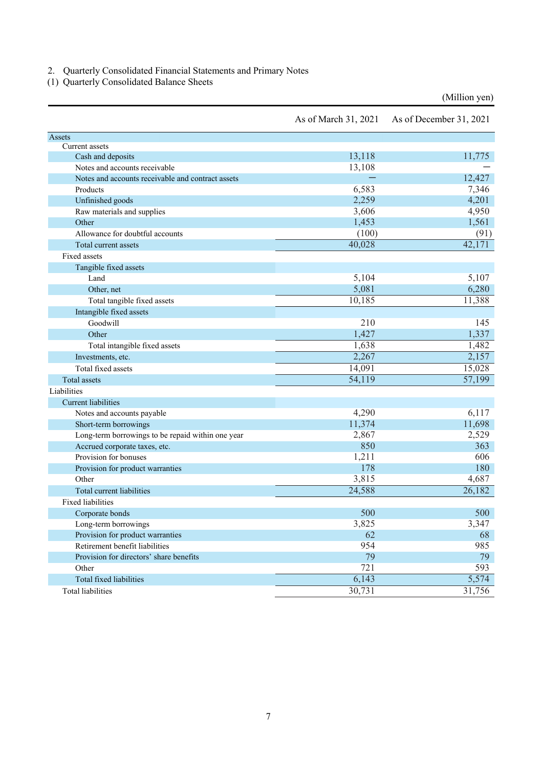2. Quarterly Consolidated Financial Statements and Primary Notes

(1) Quarterly Consolidated Balance Sheets

(Million yen)

| | As of March 31, 2021 | As of December 31, 2021 |
|---|---|---|
| Assets | | |
| Current assets | | |
| Cash and deposits | 13,118 | 11,775 |
| Notes and accounts receivable | 13,108 | ― |
| Notes and accounts receivable and contract assets | ― | 12,427 |
| Products | 6,583 | 7,346 |
| Unfinished goods | 2,259 | 4,201 |
| Raw materials and supplies | 3,606 | 4,950 |
| Other | 1,453 | 1,561 |
| Allowance for doubtful accounts | (100) | (91) |
| Total current assets | 40,028 | 42,171 |
| Fixed assets | | |
| Tangible fixed assets | | |
| Land | 5,104 | 5,107 |
| Other, net | 5,081 | 6,280 |
| Total tangible fixed assets | 10,185 | 11,388 |
| Intangible fixed assets | | |
| Goodwill | 210 | 145 |
| Other | 1,427 | 1,337 |
| Total intangible fixed assets | 1,638 | 1,482 |
| Investments, etc. | 2,267 | 2,157 |
| Total fixed assets | 14,091 | 15,028 |
| Total assets | 54,119 | 57,199 |
| Liabilities | | |
| Current liabilities | | |
| Notes and accounts payable | 4,290 | 6,117 |
| Short-term borrowings | 11,374 | 11,698 |
| Long-term borrowings to be repaid within one year | 2,867 | 2,529 |
| Accrued corporate taxes, etc. | 850 | 363 |
| Provision for bonuses | 1,211 | 606 |
| Provision for product warranties | 178 | 180 |
| Other | 3,815 | 4,687 |
| Total current liabilities | 24,588 | 26,182 |
| Fixed liabilities | | |
| Corporate bonds | 500 | 500 |
| Long-term borrowings | 3,825 | 3,347 |
| Provision for product warranties | 62 | 68 |
| Retirement benefit liabilities | 954 | 985 |
| Provision for directors' share benefits | 79 | 79 |
| Other | 721 | 593 |
| Total fixed liabilities | 6,143 | 5,574 |
| Total liabilities | 30,731 | 31,756 |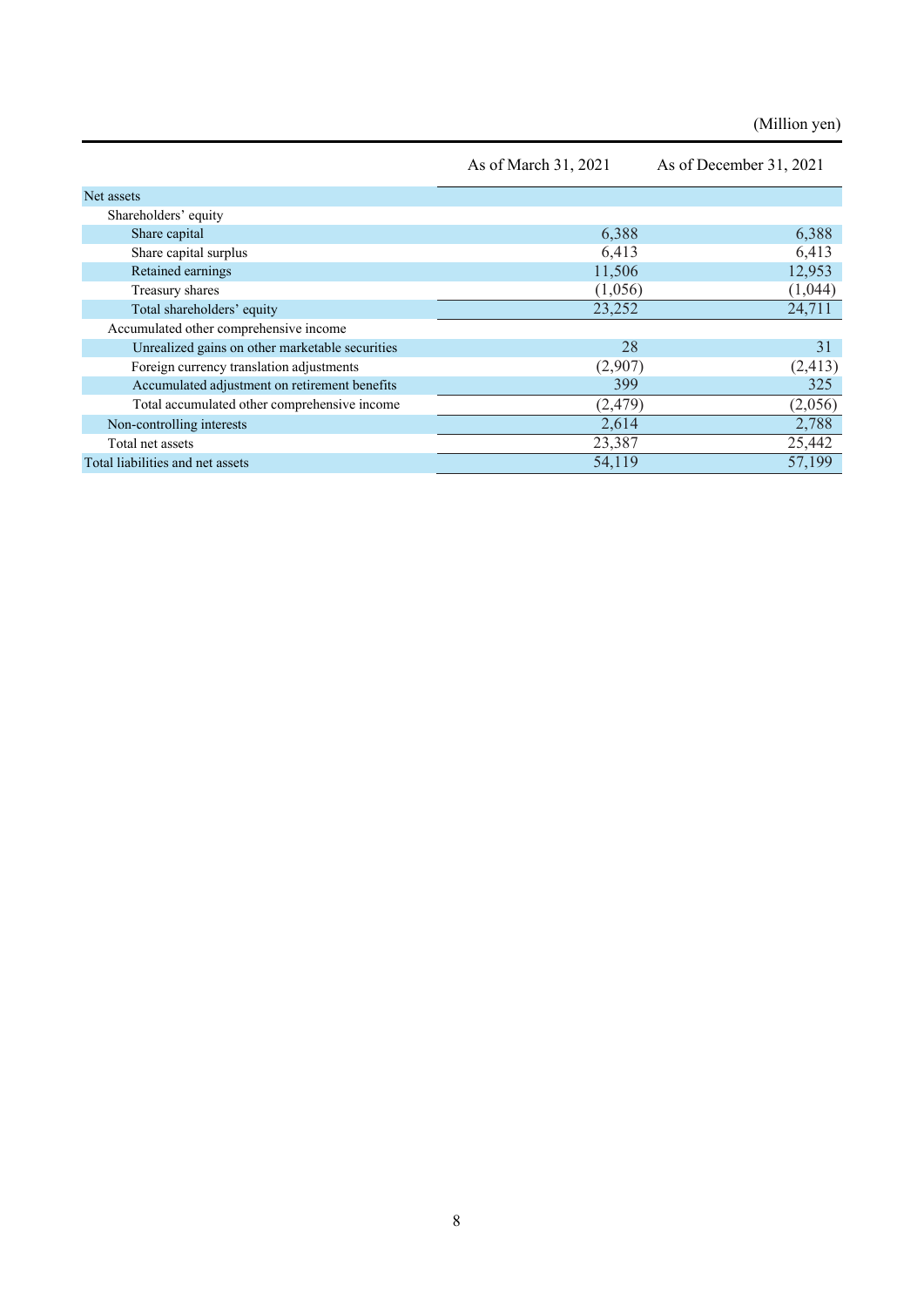(Million yen)

| | As of March 31, 2021 | As of December 31, 2021 |
|---|---|---|
| Net assets | | |
| Shareholders' equity | | |
| Share capital | 6,388 | 6,388 |
| Share capital surplus | 6,413 | 6,413 |
| Retained earnings | 11,506 | 12,953 |
| Treasury shares | (1,056) | (1,044) |
| Total shareholders' equity | 23,252 | 24,711 |
| Accumulated other comprehensive income | | |
| Unrealized gains on other marketable securities | 28 | 31 |
| Foreign currency translation adjustments | (2,907) | (2,413) |
| Accumulated adjustment on retirement benefits | 399 | 325 |
| Total accumulated other comprehensive income | (2,479) | (2,056) |
| Non-controlling interests | 2,614 | 2,788 |
| Total net assets | 23,387 | 25,442 |
| Total liabilities and net assets | 54,119 | 57,199 |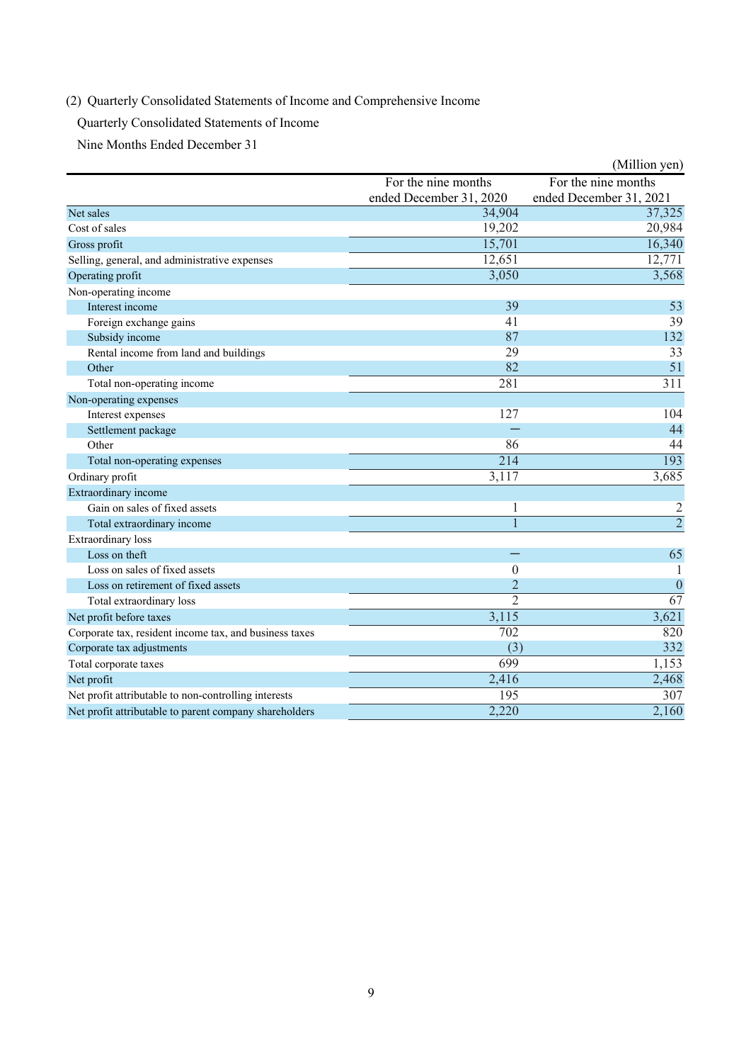(2) Quarterly Consolidated Statements of Income and Comprehensive Income

Quarterly Consolidated Statements of Income

Nine Months Ended December 31

(Million yen)

| | For the nine months ended December 31, 2020 | For the nine months ended December 31, 2021 |
|---|---|---|
| Net sales | 34,904 | 37,325 |
| Cost of sales | 19,202 | 20,984 |
| Gross profit | 15,701 | 16,340 |
| Selling, general, and administrative expenses | 12,651 | 12,771 |
| Operating profit | 3,050 | 3,568 |
| Non-operating income | | |
| Interest income | 39 | 53 |
| Foreign exchange gains | 41 | 39 |
| Subsidy income | 87 | 132 |
| Rental income from land and buildings | 29 | 33 |
| Other | 82 | 51 |
| Total non-operating income | 281 | 311 |
| Non-operating expenses | | |
| Interest expenses | 127 | 104 |
| Settlement package | – | 44 |
| Other | 86 | 44 |
| Total non-operating expenses | 214 | 193 |
| Ordinary profit | 3,117 | 3,685 |
| Extraordinary income | | |
| Gain on sales of fixed assets | 1 | 2 |
| Total extraordinary income | 1 | 2 |
| Extraordinary loss | | |
| Loss on theft | – | 65 |
| Loss on sales of fixed assets | 0 | 1 |
| Loss on retirement of fixed assets | 2 | 0 |
| Total extraordinary loss | 2 | 67 |
| Net profit before taxes | 3,115 | 3,621 |
| Corporate tax, resident income tax, and business taxes | 702 | 820 |
| Corporate tax adjustments | (3) | 332 |
| Total corporate taxes | 699 | 1,153 |
| Net profit | 2,416 | 2,468 |
| Net profit attributable to non-controlling interests | 195 | 307 |
| Net profit attributable to parent company shareholders | 2,220 | 2,160 |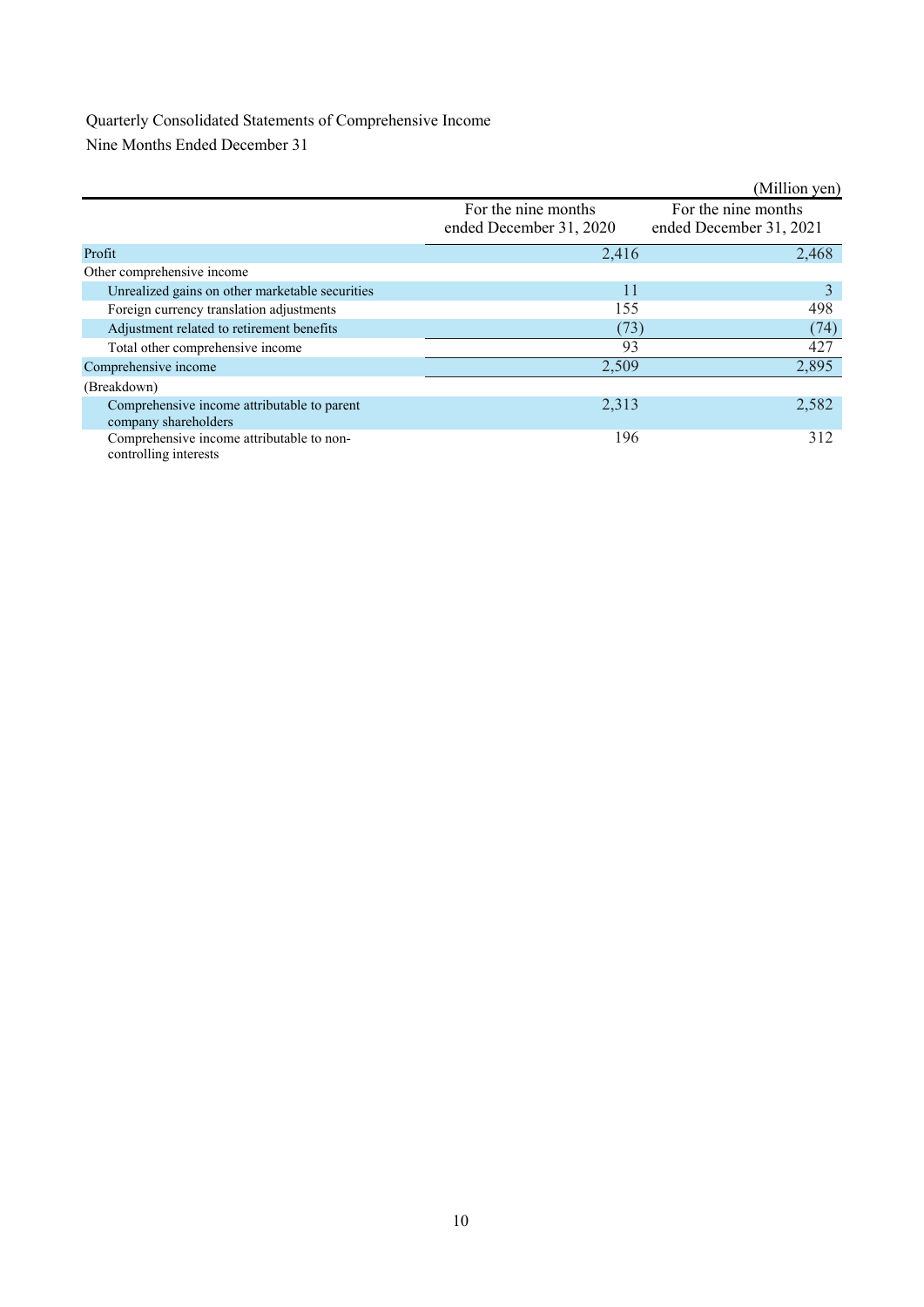Quarterly Consolidated Statements of Comprehensive Income

Nine Months Ended December 31

(Million yen)

| | For the nine months ended December 31, 2020 | For the nine months ended December 31, 2021 |
|---|---|---|
| Profit | 2,416 | 2,468 |
| Other comprehensive income | | |
| Unrealized gains on other marketable securities | 11 | 3 |
| Foreign currency translation adjustments | 155 | 498 |
| Adjustment related to retirement benefits | (73) | (74) |
| Total other comprehensive income | 93 | 427 |
| Comprehensive income | 2,509 | 2,895 |
| (Breakdown) | | |
| Comprehensive income attributable to parent company shareholders | 2,313 | 2,582 |
| Comprehensive income attributable to non-controlling interests | 196 | 312 |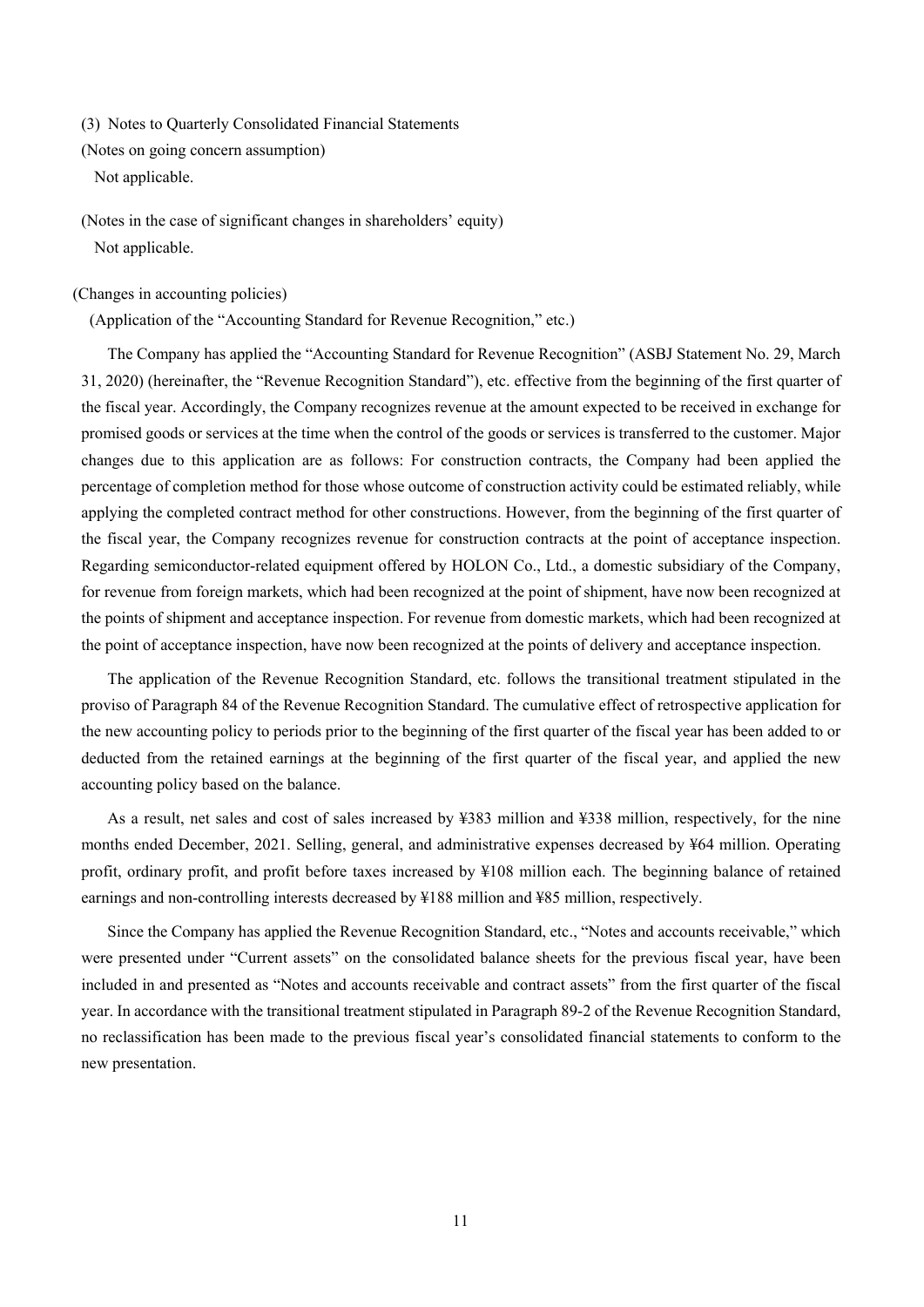### (3) Notes to Quarterly Consolidated Financial Statements

(Notes on going concern assumption)

Not applicable.

(Notes in the case of significant changes in shareholders' equity)

Not applicable.

(Changes in accounting policies)

(Application of the "Accounting Standard for Revenue Recognition," etc.)

The Company has applied the "Accounting Standard for Revenue Recognition" (ASBJ Statement No. 29, March 31, 2020) (hereinafter, the "Revenue Recognition Standard"), etc. effective from the beginning of the first quarter of the fiscal year. Accordingly, the Company recognizes revenue at the amount expected to be received in exchange for promised goods or services at the time when the control of the goods or services is transferred to the customer. Major changes due to this application are as follows: For construction contracts, the Company had been applied the percentage of completion method for those whose outcome of construction activity could be estimated reliably, while applying the completed contract method for other constructions. However, from the beginning of the first quarter of the fiscal year, the Company recognizes revenue for construction contracts at the point of acceptance inspection. Regarding semiconductor-related equipment offered by HOLON Co., Ltd., a domestic subsidiary of the Company, for revenue from foreign markets, which had been recognized at the point of shipment, have now been recognized at the points of shipment and acceptance inspection. For revenue from domestic markets, which had been recognized at the point of acceptance inspection, have now been recognized at the points of delivery and acceptance inspection.

The application of the Revenue Recognition Standard, etc. follows the transitional treatment stipulated in the proviso of Paragraph 84 of the Revenue Recognition Standard. The cumulative effect of retrospective application for the new accounting policy to periods prior to the beginning of the first quarter of the fiscal year has been added to or deducted from the retained earnings at the beginning of the first quarter of the fiscal year, and applied the new accounting policy based on the balance.

As a result, net sales and cost of sales increased by ¥383 million and ¥338 million, respectively, for the nine months ended December, 2021. Selling, general, and administrative expenses decreased by ¥64 million. Operating profit, ordinary profit, and profit before taxes increased by ¥108 million each. The beginning balance of retained earnings and non-controlling interests decreased by ¥188 million and ¥85 million, respectively.

Since the Company has applied the Revenue Recognition Standard, etc., "Notes and accounts receivable," which were presented under "Current assets" on the consolidated balance sheets for the previous fiscal year, have been included in and presented as "Notes and accounts receivable and contract assets" from the first quarter of the fiscal year. In accordance with the transitional treatment stipulated in Paragraph 89-2 of the Revenue Recognition Standard, no reclassification has been made to the previous fiscal year's consolidated financial statements to conform to the new presentation.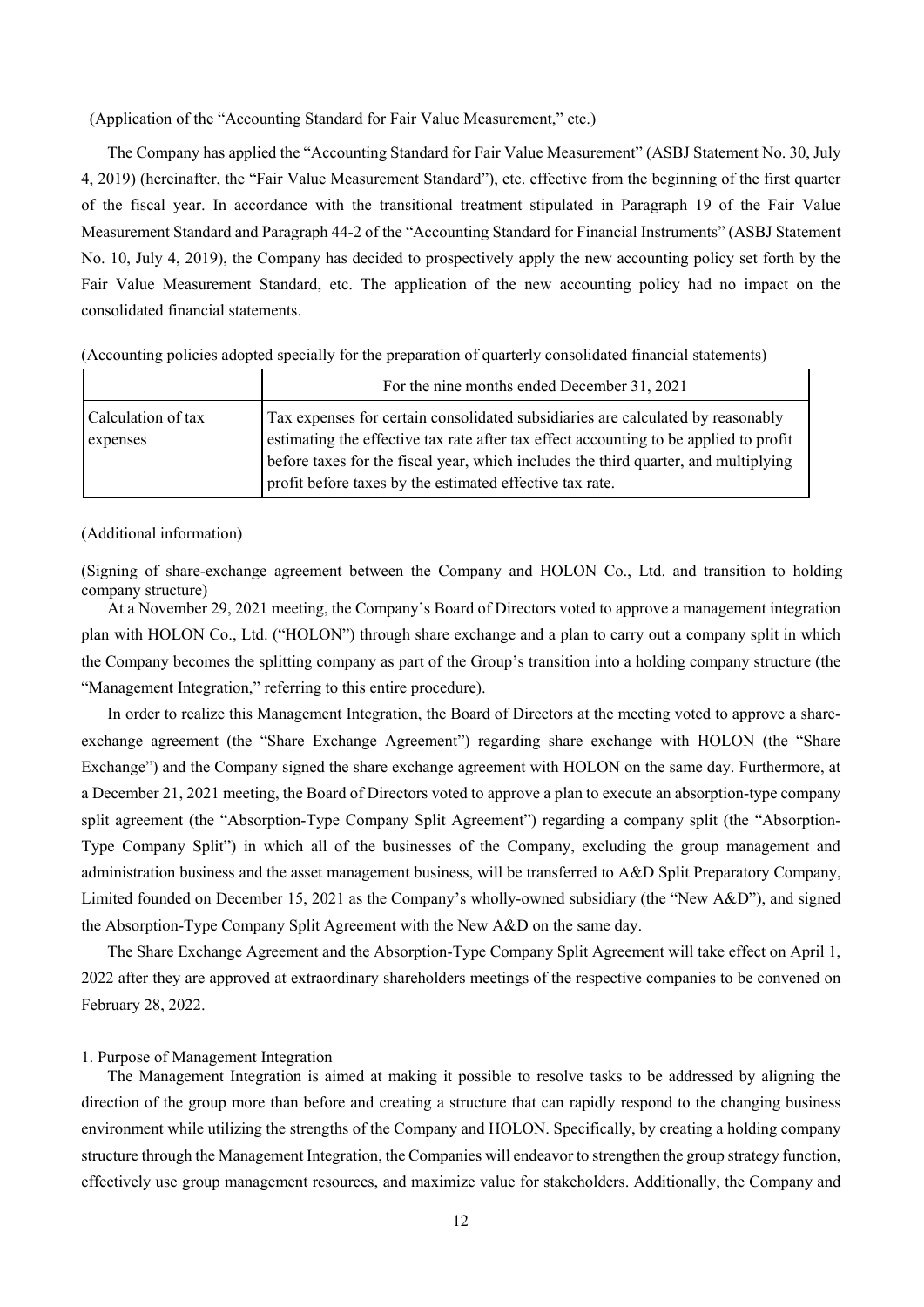(Application of the "Accounting Standard for Fair Value Measurement," etc.)

The Company has applied the "Accounting Standard for Fair Value Measurement" (ASBJ Statement No. 30, July 4, 2019) (hereinafter, the "Fair Value Measurement Standard"), etc. effective from the beginning of the first quarter of the fiscal year. In accordance with the transitional treatment stipulated in Paragraph 19 of the Fair Value Measurement Standard and Paragraph 44-2 of the "Accounting Standard for Financial Instruments" (ASBJ Statement No. 10, July 4, 2019), the Company has decided to prospectively apply the new accounting policy set forth by the Fair Value Measurement Standard, etc. The application of the new accounting policy had no impact on the consolidated financial statements.

(Accounting policies adopted specially for the preparation of quarterly consolidated financial statements)

| | For the nine months ended December 31, 2021 |
|---|---|
| Calculation of tax expenses | Tax expenses for certain consolidated subsidiaries are calculated by reasonably estimating the effective tax rate after tax effect accounting to be applied to profit before taxes for the fiscal year, which includes the third quarter, and multiplying profit before taxes by the estimated effective tax rate. |

(Additional information)

(Signing of share-exchange agreement between the Company and HOLON Co., Ltd. and transition to holding company structure)

At a November 29, 2021 meeting, the Company's Board of Directors voted to approve a management integration plan with HOLON Co., Ltd. ("HOLON") through share exchange and a plan to carry out a company split in which the Company becomes the splitting company as part of the Group's transition into a holding company structure (the "Management Integration," referring to this entire procedure).

In order to realize this Management Integration, the Board of Directors at the meeting voted to approve a share-exchange agreement (the "Share Exchange Agreement") regarding share exchange with HOLON (the "Share Exchange") and the Company signed the share exchange agreement with HOLON on the same day. Furthermore, at a December 21, 2021 meeting, the Board of Directors voted to approve a plan to execute an absorption-type company split agreement (the "Absorption-Type Company Split Agreement") regarding a company split (the "Absorption-Type Company Split") in which all of the businesses of the Company, excluding the group management and administration business and the asset management business, will be transferred to A&D Split Preparatory Company, Limited founded on December 15, 2021 as the Company's wholly-owned subsidiary (the "New A&D"), and signed the Absorption-Type Company Split Agreement with the New A&D on the same day.

The Share Exchange Agreement and the Absorption-Type Company Split Agreement will take effect on April 1, 2022 after they are approved at extraordinary shareholders meetings of the respective companies to be convened on February 28, 2022.

1. Purpose of Management Integration

The Management Integration is aimed at making it possible to resolve tasks to be addressed by aligning the direction of the group more than before and creating a structure that can rapidly respond to the changing business environment while utilizing the strengths of the Company and HOLON. Specifically, by creating a holding company structure through the Management Integration, the Companies will endeavor to strengthen the group strategy function, effectively use group management resources, and maximize value for stakeholders. Additionally, the Company and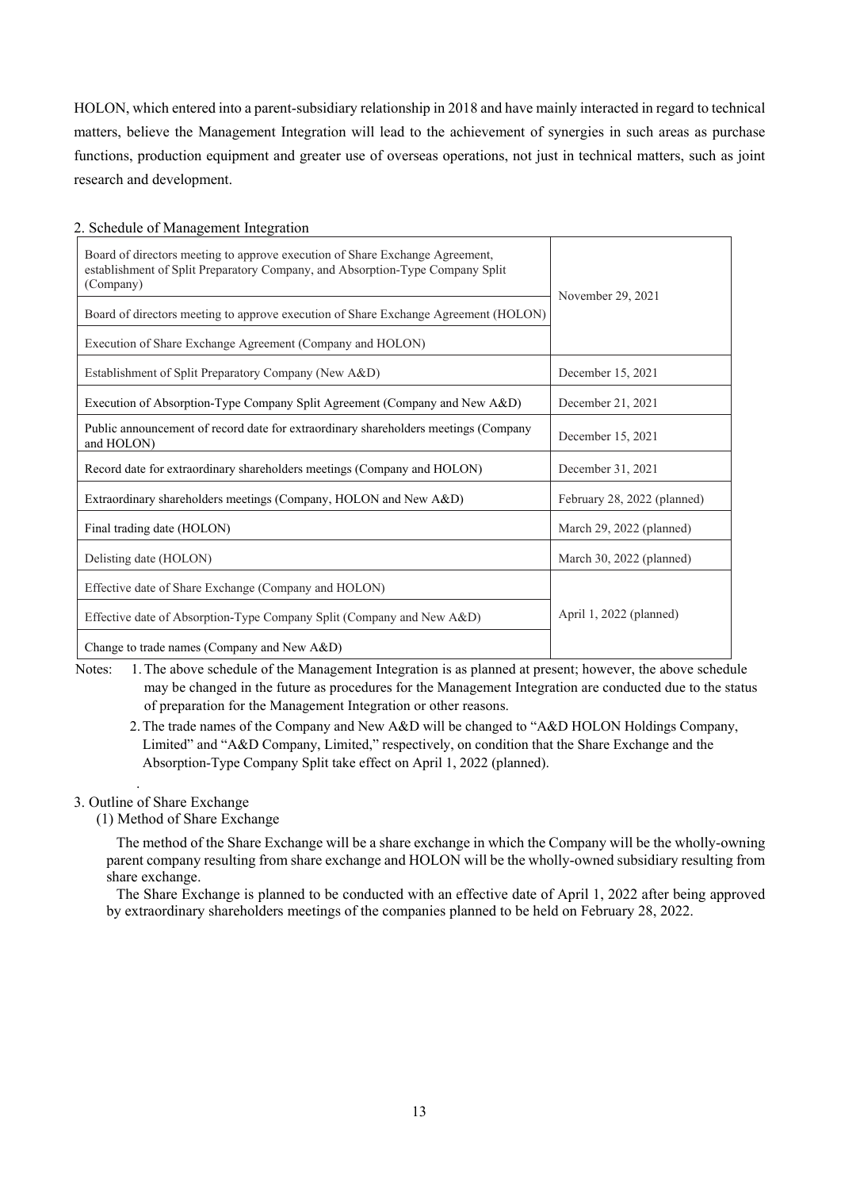HOLON, which entered into a parent-subsidiary relationship in 2018 and have mainly interacted in regard to technical matters, believe the Management Integration will lead to the achievement of synergies in such areas as purchase functions, production equipment and greater use of overseas operations, not just in technical matters, such as joint research and development.

2. Schedule of Management Integration

| | |
|---|---|
| Board of directors meeting to approve execution of Share Exchange Agreement, establishment of Split Preparatory Company, and Absorption-Type Company Split (Company) | November 29, 2021 |
| Board of directors meeting to approve execution of Share Exchange Agreement (HOLON) | |
| Execution of Share Exchange Agreement (Company and HOLON) | |
| Establishment of Split Preparatory Company (New A&D) | December 15, 2021 |
| Execution of Absorption-Type Company Split Agreement (Company and New A&D) | December 21, 2021 |
| Public announcement of record date for extraordinary shareholders meetings (Company and HOLON) | December 15, 2021 |
| Record date for extraordinary shareholders meetings (Company and HOLON) | December 31, 2021 |
| Extraordinary shareholders meetings (Company, HOLON and New A&D) | February 28, 2022 (planned) |
| Final trading date (HOLON) | March 29, 2022 (planned) |
| Delisting date (HOLON) | March 30, 2022 (planned) |
| Effective date of Share Exchange (Company and HOLON) | April 1, 2022 (planned) |
| Effective date of Absorption-Type Company Split (Company and New A&D) | |
| Change to trade names (Company and New A&D) | |

Notes:
1. The above schedule of the Management Integration is as planned at present; however, the above schedule may be changed in the future as procedures for the Management Integration are conducted due to the status of preparation for the Management Integration or other reasons.
2. The trade names of the Company and New A&D will be changed to "A&D HOLON Holdings Company, Limited" and "A&D Company, Limited," respectively, on condition that the Share Exchange and the Absorption-Type Company Split take effect on April 1, 2022 (planned).

3. Outline of Share Exchange

(1) Method of Share Exchange

The method of the Share Exchange will be a share exchange in which the Company will be the wholly-owning parent company resulting from share exchange and HOLON will be the wholly-owned subsidiary resulting from share exchange.

The Share Exchange is planned to be conducted with an effective date of April 1, 2022 after being approved by extraordinary shareholders meetings of the companies planned to be held on February 28, 2022.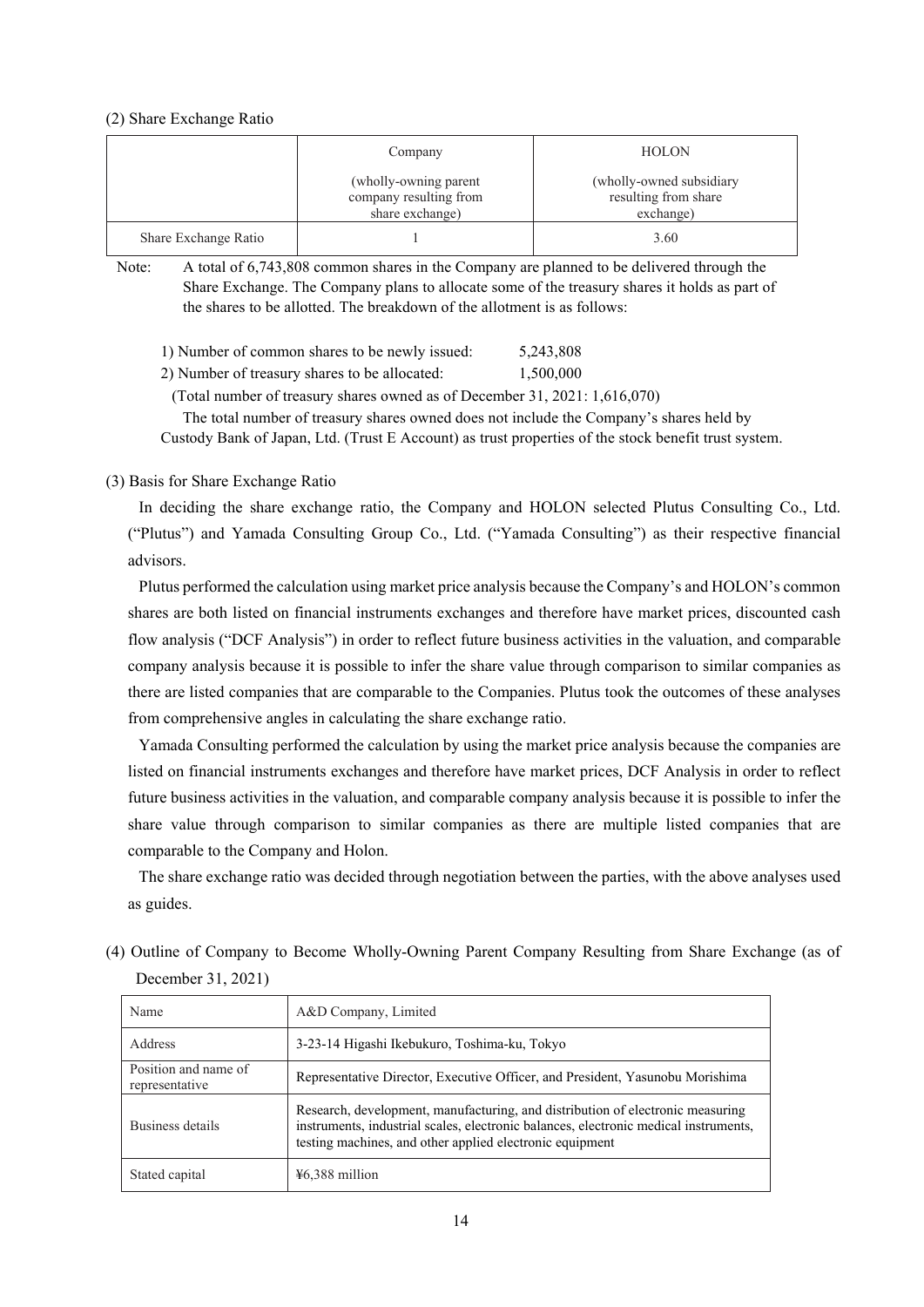(2) Share Exchange Ratio

| | Company<br>(wholly-owning parent company resulting from share exchange) | HOLON<br>(wholly-owned subsidiary resulting from share exchange) |
|---|---|---|
| Share Exchange Ratio | 1 | 3.60 |

Note: A total of 6,743,808 common shares in the Company are planned to be delivered through the Share Exchange. The Company plans to allocate some of the treasury shares it holds as part of the shares to be allotted. The breakdown of the allotment is as follows:

1) Number of common shares to be newly issued: 5,243,808
2) Number of treasury shares to be allocated: 1,500,000

(Total number of treasury shares owned as of December 31, 2021: 1,616,070)

The total number of treasury shares owned does not include the Company's shares held by Custody Bank of Japan, Ltd. (Trust E Account) as trust properties of the stock benefit trust system.

(3) Basis for Share Exchange Ratio

In deciding the share exchange ratio, the Company and HOLON selected Plutus Consulting Co., Ltd. ("Plutus") and Yamada Consulting Group Co., Ltd. ("Yamada Consulting") as their respective financial advisors.

Plutus performed the calculation using market price analysis because the Company's and HOLON's common shares are both listed on financial instruments exchanges and therefore have market prices, discounted cash flow analysis ("DCF Analysis") in order to reflect future business activities in the valuation, and comparable company analysis because it is possible to infer the share value through comparison to similar companies as there are listed companies that are comparable to the Companies. Plutus took the outcomes of these analyses from comprehensive angles in calculating the share exchange ratio.

Yamada Consulting performed the calculation by using the market price analysis because the companies are listed on financial instruments exchanges and therefore have market prices, DCF Analysis in order to reflect future business activities in the valuation, and comparable company analysis because it is possible to infer the share value through comparison to similar companies as there are multiple listed companies that are comparable to the Company and Holon.

The share exchange ratio was decided through negotiation between the parties, with the above analyses used as guides.

(4) Outline of Company to Become Wholly-Owning Parent Company Resulting from Share Exchange (as of December 31, 2021)

| Name | A&D Company, Limited |
|---|---|
| Address | 3-23-14 Higashi Ikebukuro, Toshima-ku, Tokyo |
| Position and name of representative | Representative Director, Executive Officer, and President, Yasunobu Morishima |
| Business details | Research, development, manufacturing, and distribution of electronic measuring instruments, industrial scales, electronic balances, electronic medical instruments, testing machines, and other applied electronic equipment |
| Stated capital | ¥6,388 million |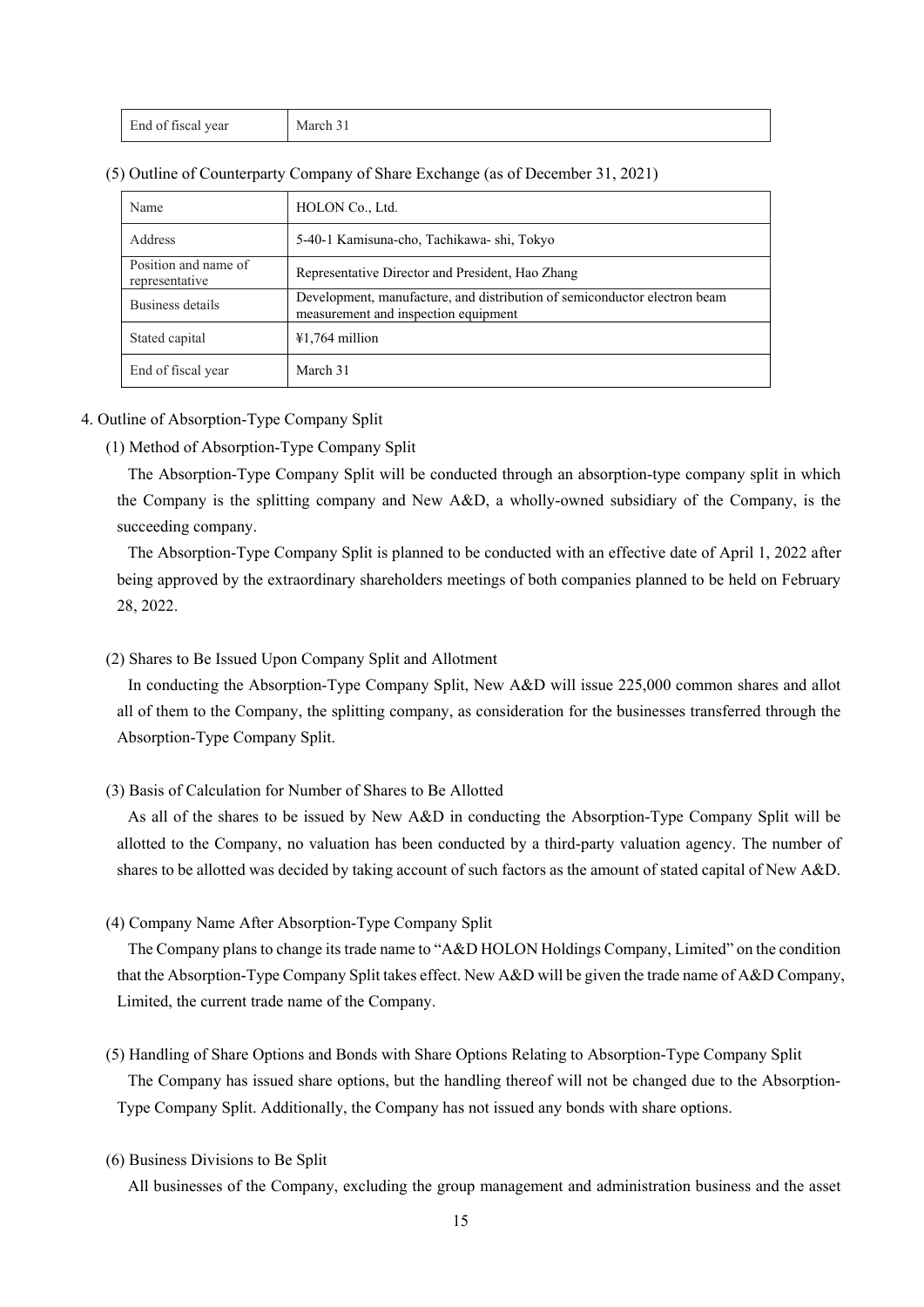| End of fiscal year | March 31 |
|---|---|

(5) Outline of Counterparty Company of Share Exchange (as of December 31, 2021)

| Name | HOLON Co., Ltd. |
|---|---|
| Address | 5-40-1 Kamisuna-cho, Tachikawa- shi, Tokyo |
| Position and name of representative | Representative Director and President, Hao Zhang |
| Business details | Development, manufacture, and distribution of semiconductor electron beam measurement and inspection equipment |
| Stated capital | ¥1,764 million |
| End of fiscal year | March 31 |

4. Outline of Absorption-Type Company Split

(1) Method of Absorption-Type Company Split

The Absorption-Type Company Split will be conducted through an absorption-type company split in which the Company is the splitting company and New A&D, a wholly-owned subsidiary of the Company, is the succeeding company.

The Absorption-Type Company Split is planned to be conducted with an effective date of April 1, 2022 after being approved by the extraordinary shareholders meetings of both companies planned to be held on February 28, 2022.

(2) Shares to Be Issued Upon Company Split and Allotment

In conducting the Absorption-Type Company Split, New A&D will issue 225,000 common shares and allot all of them to the Company, the splitting company, as consideration for the businesses transferred through the Absorption-Type Company Split.

(3) Basis of Calculation for Number of Shares to Be Allotted

As all of the shares to be issued by New A&D in conducting the Absorption-Type Company Split will be allotted to the Company, no valuation has been conducted by a third-party valuation agency. The number of shares to be allotted was decided by taking account of such factors as the amount of stated capital of New A&D.

(4) Company Name After Absorption-Type Company Split

The Company plans to change its trade name to "A&D HOLON Holdings Company, Limited" on the condition that the Absorption-Type Company Split takes effect. New A&D will be given the trade name of A&D Company, Limited, the current trade name of the Company.

(5) Handling of Share Options and Bonds with Share Options Relating to Absorption-Type Company Split

The Company has issued share options, but the handling thereof will not be changed due to the Absorption-Type Company Split. Additionally, the Company has not issued any bonds with share options.

(6) Business Divisions to Be Split

All businesses of the Company, excluding the group management and administration business and the asset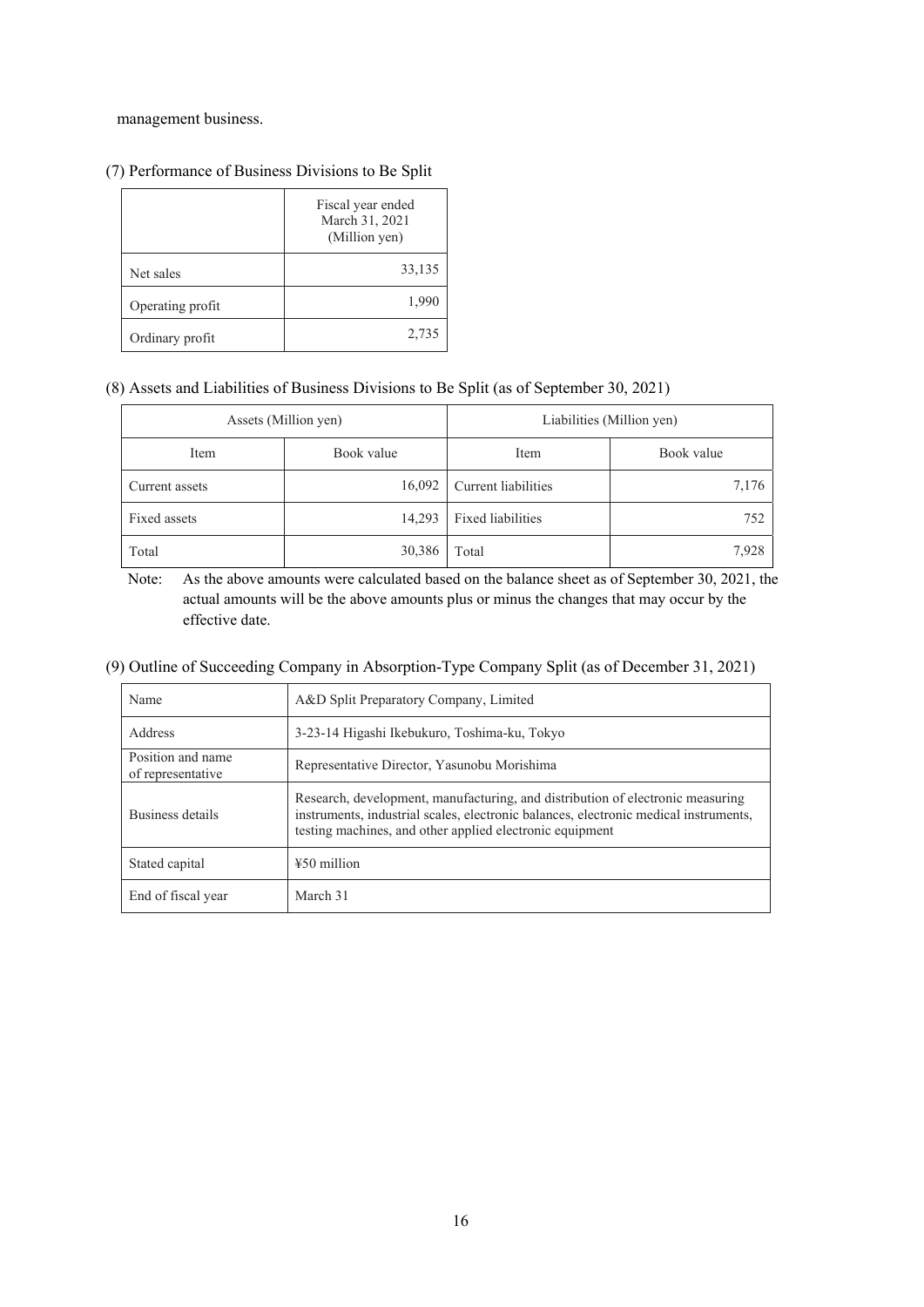management business.

(7) Performance of Business Divisions to Be Split

| | Fiscal year ended March 31, 2021 (Million yen) |
|---|---|
| Net sales | 33,135 |
| Operating profit | 1,990 |
| Ordinary profit | 2,735 |

(8) Assets and Liabilities of Business Divisions to Be Split (as of September 30, 2021)

| Assets (Million yen) | | Liabilities (Million yen) | |
|---|---|---|---|
| Item | Book value | Item | Book value |
| Current assets | 16,092 | Current liabilities | 7,176 |
| Fixed assets | 14,293 | Fixed liabilities | 752 |
| Total | 30,386 | Total | 7,928 |

Note: As the above amounts were calculated based on the balance sheet as of September 30, 2021, the actual amounts will be the above amounts plus or minus the changes that may occur by the effective date.

(9) Outline of Succeeding Company in Absorption-Type Company Split (as of December 31, 2021)

| Name | A&D Split Preparatory Company, Limited |
|---|---|
| Address | 3-23-14 Higashi Ikebukuro, Toshima-ku, Tokyo |
| Position and name of representative | Representative Director, Yasunobu Morishima |
| Business details | Research, development, manufacturing, and distribution of electronic measuring instruments, industrial scales, electronic balances, electronic medical instruments, testing machines, and other applied electronic equipment |
| Stated capital | ¥50 million |
| End of fiscal year | March 31 |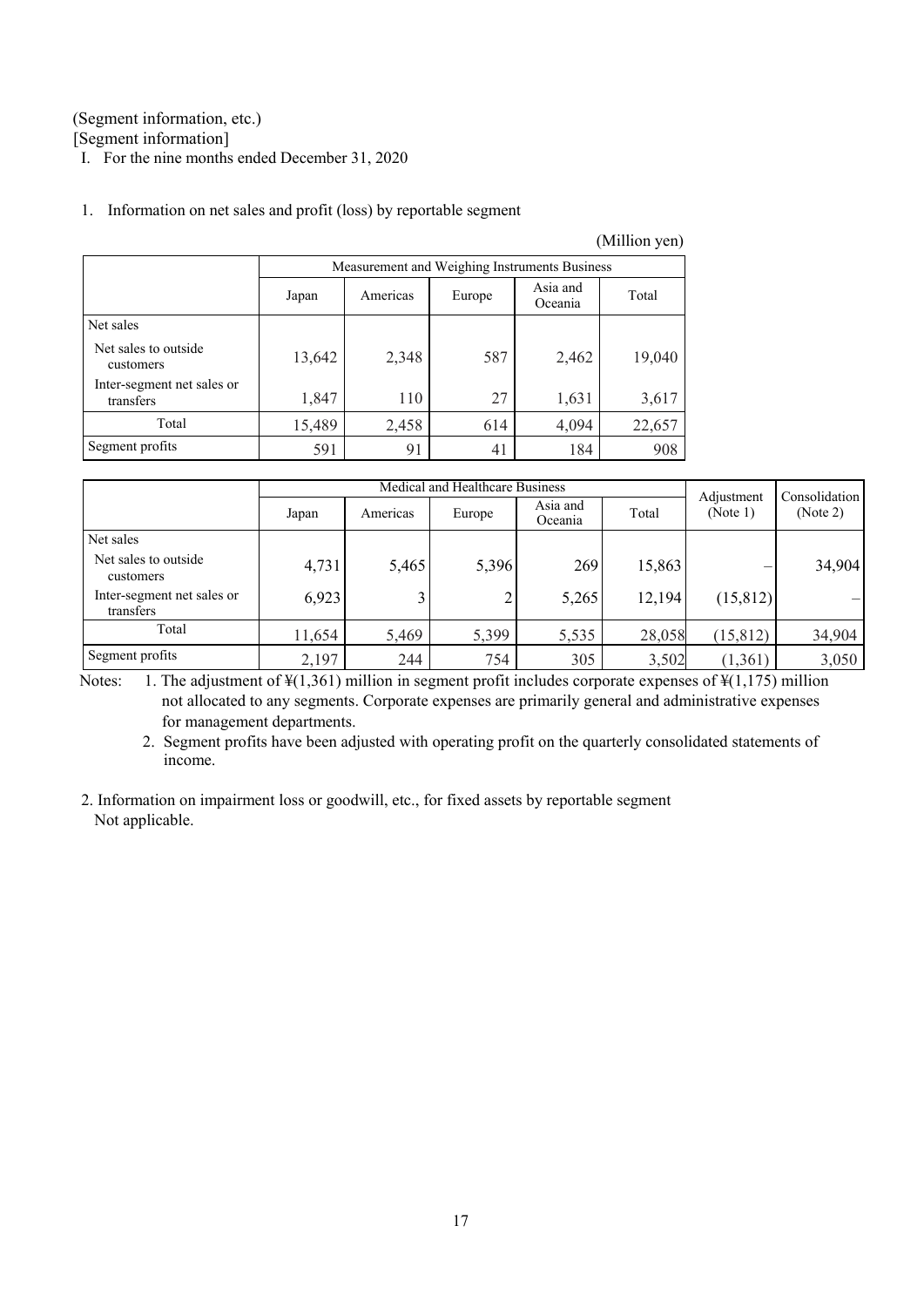(Segment information, etc.)

[Segment information]

I. For the nine months ended December 31, 2020

1. Information on net sales and profit (loss) by reportable segment

(Million yen)

| | Measurement and Weighing Instruments Business | | | | |
|---|---|---|---|---|---|
| | Japan | Americas | Europe | Asia and Oceania | Total |
| Net sales | | | | | |
| Net sales to outside customers | 13,642 | 2,348 | 587 | 2,462 | 19,040 |
| Inter-segment net sales or transfers | 1,847 | 110 | 27 | 1,631 | 3,617 |
| Total | 15,489 | 2,458 | 614 | 4,094 | 22,657 |
| Segment profits | 591 | 91 | 41 | 184 | 908 |

| | Medical and Healthcare Business | | | | | Adjustment (Note 1) | Consolidation (Note 2) |
|---|---|---|---|---|---|---|---|
| | Japan | Americas | Europe | Asia and Oceania | Total | | |
| Net sales | | | | | | | |
| Net sales to outside customers | 4,731 | 5,465 | 5,396 | 269 | 15,863 | – | 34,904 |
| Inter-segment net sales or transfers | 6,923 | 3 | 2 | 5,265 | 12,194 | (15,812) | – |
| Total | 11,654 | 5,469 | 5,399 | 5,535 | 28,058 | (15,812) | 34,904 |
| Segment profits | 2,197 | 244 | 754 | 305 | 3,502 | (1,361) | 3,050 |

Notes: 1. The adjustment of ¥(1,361) million in segment profit includes corporate expenses of ¥(1,175) million not allocated to any segments. Corporate expenses are primarily general and administrative expenses for management departments.

2. Segment profits have been adjusted with operating profit on the quarterly consolidated statements of income.

2. Information on impairment loss or goodwill, etc., for fixed assets by reportable segment

Not applicable.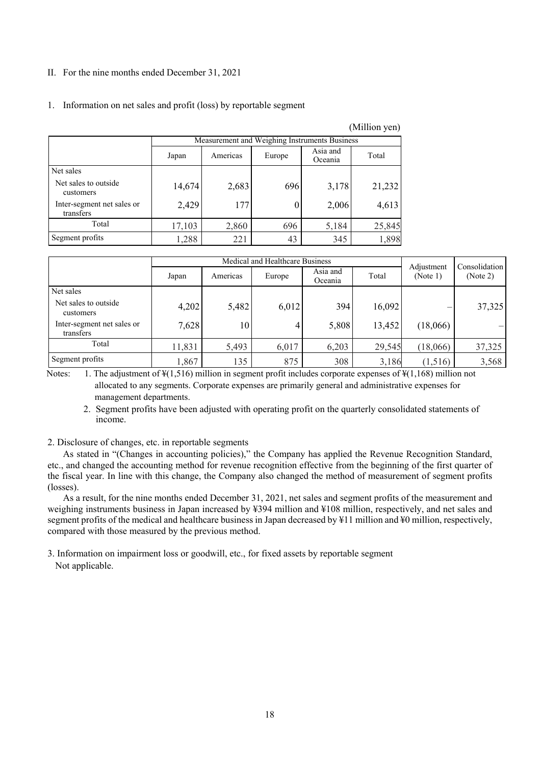II. For the nine months ended December 31, 2021

1. Information on net sales and profit (loss) by reportable segment

(Million yen)

| | Measurement and Weighing Instruments Business | | | | |
|---|---|---|---|---|---|
| | Japan | Americas | Europe | Asia and Oceania | Total |
| Net sales | | | | | |
| Net sales to outside customers | 14,674 | 2,683 | 696 | 3,178 | 21,232 |
| Inter-segment net sales or transfers | 2,429 | 177 | 0 | 2,006 | 4,613 |
| Total | 17,103 | 2,860 | 696 | 5,184 | 25,845 |
| Segment profits | 1,288 | 221 | 43 | 345 | 1,898 |

| | Medical and Healthcare Business | | | | | Adjustment (Note 1) | Consolidation (Note 2) |
|---|---|---|---|---|---|---|---|
| | Japan | Americas | Europe | Asia and Oceania | Total | | |
| Net sales | | | | | | | |
| Net sales to outside customers | 4,202 | 5,482 | 6,012 | 394 | 16,092 | – | 37,325 |
| Inter-segment net sales or transfers | 7,628 | 10 | 4 | 5,808 | 13,452 | (18,066) | – |
| Total | 11,831 | 5,493 | 6,017 | 6,203 | 29,545 | (18,066) | 37,325 |
| Segment profits | 1,867 | 135 | 875 | 308 | 3,186 | (1,516) | 3,568 |

Notes: 1. The adjustment of ¥(1,516) million in segment profit includes corporate expenses of ¥(1,168) million not allocated to any segments. Corporate expenses are primarily general and administrative expenses for management departments.

2. Segment profits have been adjusted with operating profit on the quarterly consolidated statements of income.

2. Disclosure of changes, etc. in reportable segments

As stated in "(Changes in accounting policies)," the Company has applied the Revenue Recognition Standard, etc., and changed the accounting method for revenue recognition effective from the beginning of the first quarter of the fiscal year. In line with this change, the Company also changed the method of measurement of segment profits (losses).

As a result, for the nine months ended December 31, 2021, net sales and segment profits of the measurement and weighing instruments business in Japan increased by ¥394 million and ¥108 million, respectively, and net sales and segment profits of the medical and healthcare business in Japan decreased by ¥11 million and ¥0 million, respectively, compared with those measured by the previous method.

3. Information on impairment loss or goodwill, etc., for fixed assets by reportable segment

Not applicable.